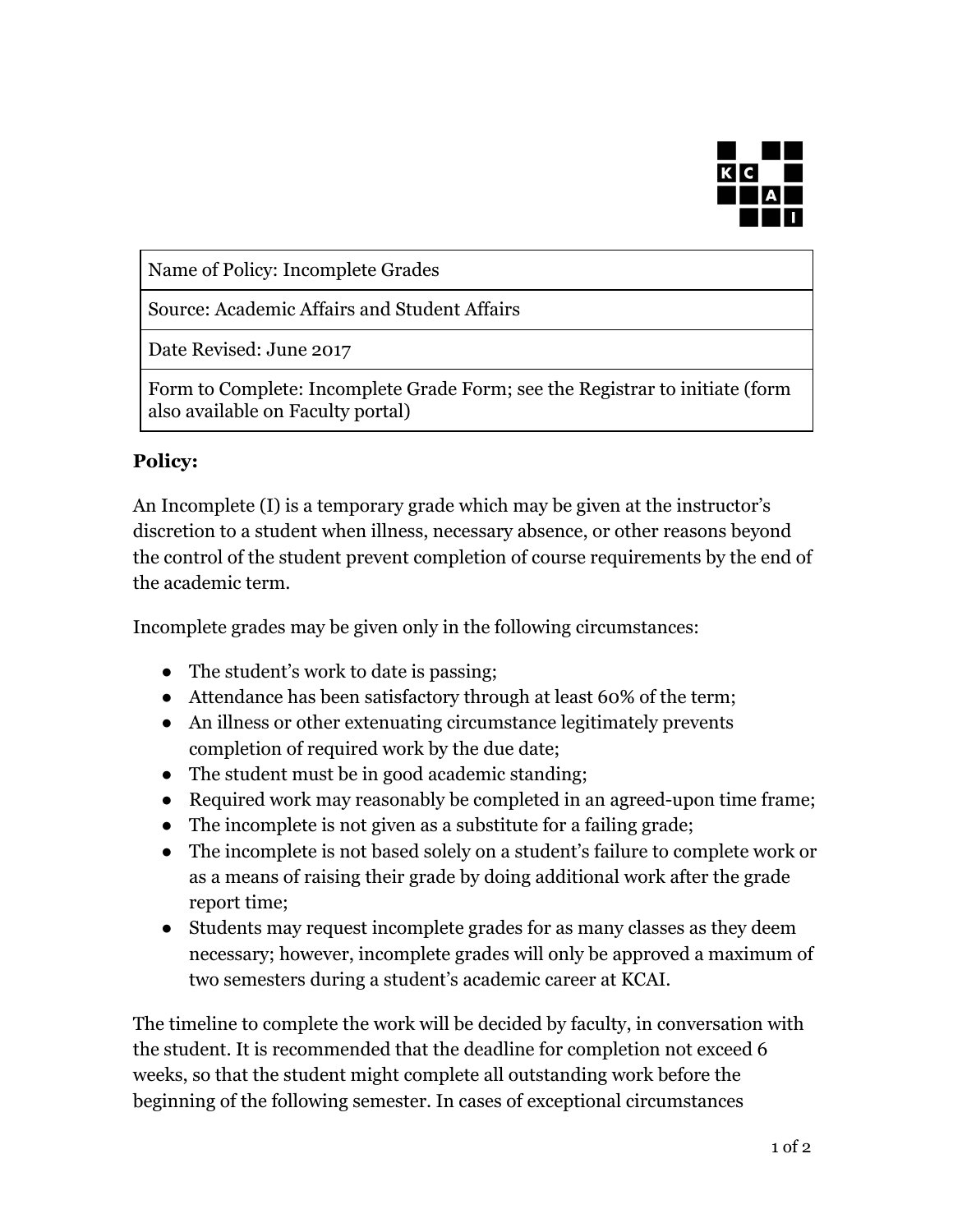| Name of Policy: Incomplete Grades |
| --- |
| Source: Academic Affairs and Student Affairs |
| Date Revised: June 2017 |
| Form to Complete: Incomplete Grade Form; see the Registrar to initiate (form also available on Faculty portal) |

**Policy:**

An Incomplete (I) is a temporary grade which may be given at the instructor's discretion to a student when illness, necessary absence, or other reasons beyond the control of the student prevent completion of course requirements by the end of the academic term.

Incomplete grades may be given only in the following circumstances:

- The student's work to date is passing;
- Attendance has been satisfactory through at least 60% of the term;
- An illness or other extenuating circumstance legitimately prevents completion of required work by the due date;
- The student must be in good academic standing;
- Required work may reasonably be completed in an agreed-upon time frame;
- The incomplete is not given as a substitute for a failing grade;
- The incomplete is not based solely on a student's failure to complete work or as a means of raising their grade by doing additional work after the grade report time;
- Students may request incomplete grades for as many classes as they deem necessary; however, incomplete grades will only be approved a maximum of two semesters during a student's academic career at KCAI.

The timeline to complete the work will be decided by faculty, in conversation with the student. It is recommended that the deadline for completion not exceed 6 weeks, so that the student might complete all outstanding work before the beginning of the following semester. In cases of exceptional circumstances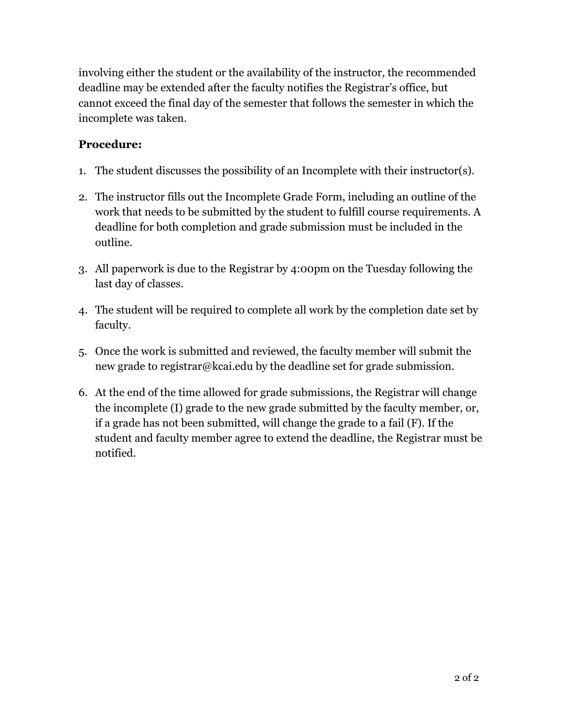involving either the student or the availability of the instructor, the recommended deadline may be extended after the faculty notifies the Registrar's office, but cannot exceed the final day of the semester that follows the semester in which the incomplete was taken.

**Procedure:**

1. The student discusses the possibility of an Incomplete with their instructor(s).
2. The instructor fills out the Incomplete Grade Form, including an outline of the work that needs to be submitted by the student to fulfill course requirements. A deadline for both completion and grade submission must be included in the outline.
3. All paperwork is due to the Registrar by 4:00pm on the Tuesday following the last day of classes.
4. The student will be required to complete all work by the completion date set by faculty.
5. Once the work is submitted and reviewed, the faculty member will submit the new grade to registrar@kcai.edu by the deadline set for grade submission.
6. At the end of the time allowed for grade submissions, the Registrar will change the incomplete (I) grade to the new grade submitted by the faculty member, or, if a grade has not been submitted, will change the grade to a fail (F). If the student and faculty member agree to extend the deadline, the Registrar must be notified.